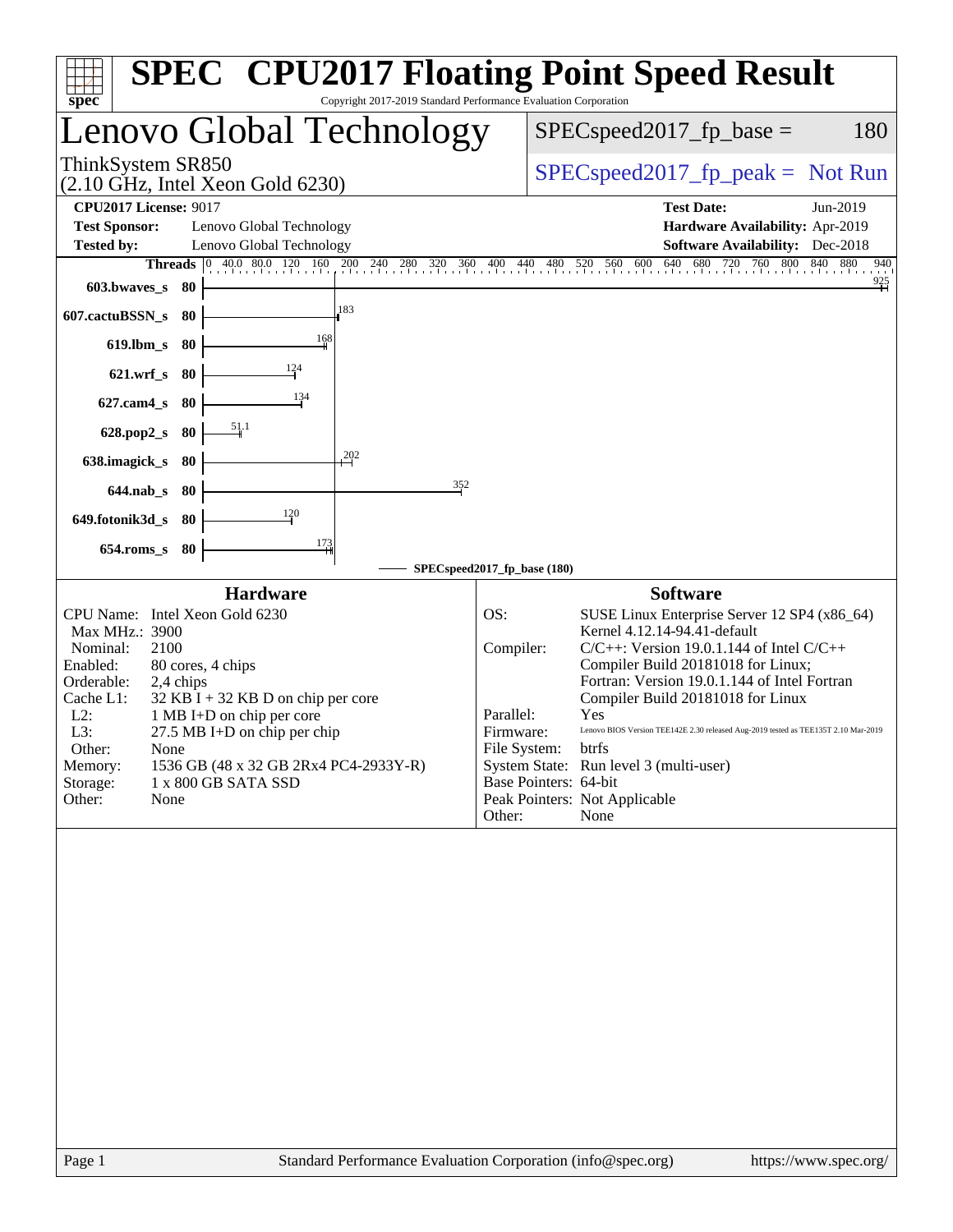# SPEC CPU2017 Floating Point Speed Result

Copyright 2017-2019 Standard Performance Evaluation Corporation

## Lenovo Global Technology

ThinkSystem SR850
(2.10 GHz, Intel Xeon Gold 6230)

SPECspeed2017_fp_base = 180

SPECspeed2017_fp_peak = Not Run

**CPU2017 License:** 9017
**Test Sponsor:** Lenovo Global Technology
**Tested by:** Lenovo Global Technology

**Test Date:** Jun-2019
**Hardware Availability:** Apr-2019
**Software Availability:** Dec-2018

| Benchmark | Threads | SPECspeed2017_fp_base (180) |
|---|---|---|
| 603.bwaves_s | 80 | 925 |
| 607.cactuBSSN_s | 80 | 183 |
| 619.lbm_s | 80 | 168 |
| 621.wrf_s | 80 | 124 |
| 627.cam4_s | 80 | 134 |
| 628.pop2_s | 80 | 51.1 |
| 638.imagick_s | 80 | 202 |
| 644.nab_s | 80 | 352 |
| 649.fotonik3d_s | 80 | 120 |
| 654.roms_s | 80 | 173 |

### Hardware

CPU Name: Intel Xeon Gold 6230
Max MHz.: 3900
Nominal: 2100
Enabled: 80 cores, 4 chips
Orderable: 2,4 chips
Cache L1: 32 KB I + 32 KB D on chip per core
L2: 1 MB I+D on chip per core
L3: 27.5 MB I+D on chip per chip
Other: None
Memory: 1536 GB (48 x 32 GB 2Rx4 PC4-2933Y-R)
Storage: 1 x 800 GB SATA SSD
Other: None

### Software

OS: SUSE Linux Enterprise Server 12 SP4 (x86_64)
Kernel 4.12.14-94.41-default
Compiler: C/C++: Version 19.0.1.144 of Intel C/C++ Compiler Build 20181018 for Linux;
Fortran: Version 19.0.1.144 of Intel Fortran Compiler Build 20181018 for Linux
Parallel: Yes
Firmware: Lenovo BIOS Version TEE142E 2.30 released Aug-2019 tested as TEE135T 2.10 Mar-2019
File System: btrfs
System State: Run level 3 (multi-user)
Base Pointers: 64-bit
Peak Pointers: Not Applicable
Other: None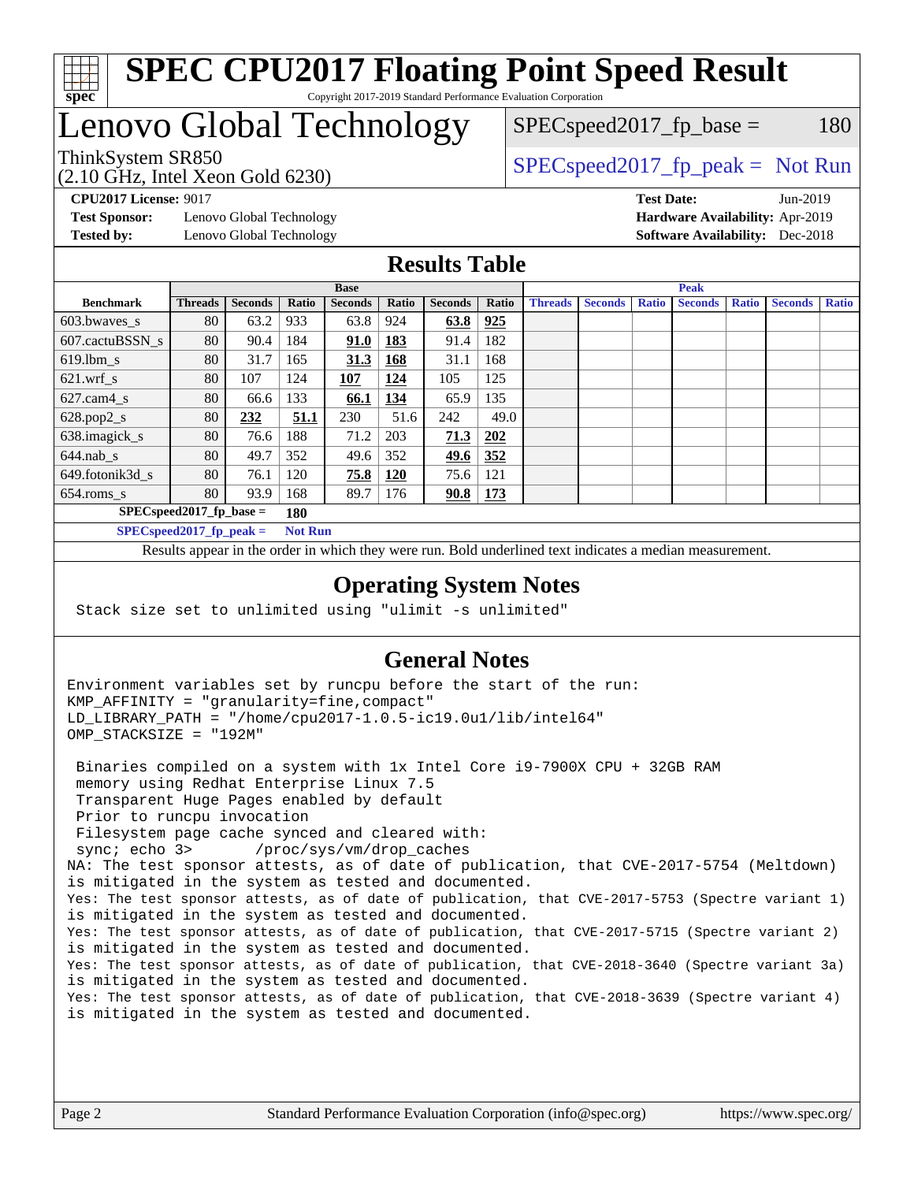# SPEC CPU2017 Floating Point Speed Result

Copyright 2017-2019 Standard Performance Evaluation Corporation

# Lenovo Global Technology

ThinkSystem SR850
(2.10 GHz, Intel Xeon Gold 6230)

SPECspeed2017_fp_base = 180

SPECspeed2017_fp_peak = Not Run

**CPU2017 License:** 9017
**Test Sponsor:** Lenovo Global Technology
**Tested by:** Lenovo Global Technology

**Test Date:** Jun-2019
**Hardware Availability:** Apr-2019
**Software Availability:** Dec-2018

## Results Table

| | Base | | | | | | | Peak | | | | | | |
|---|---|---|---|---|---|---|---|---|---|---|---|---|---|---|
| **Benchmark** | **Threads** | **Seconds** | **Ratio** | **Seconds** | **Ratio** | **Seconds** | **Ratio** | **Threads** | **Seconds** | **Ratio** | **Seconds** | **Ratio** | **Seconds** | **Ratio** |
| 603.bwaves_s | 80 | 63.2 | 933 | 63.8 | 924 | **63.8** | **925** | | | | | | | |
| 607.cactuBSSN_s | 80 | 90.4 | 184 | **91.0** | **183** | 91.4 | 182 | | | | | | | |
| 619.lbm_s | 80 | 31.7 | 165 | **31.3** | **168** | 31.1 | 168 | | | | | | | |
| 621.wrf_s | 80 | 107 | 124 | **107** | **124** | 105 | 125 | | | | | | | |
| 627.cam4_s | 80 | 66.6 | 133 | **66.1** | **134** | 65.9 | 135 | | | | | | | |
| 628.pop2_s | 80 | **232** | **51.1** | 230 | 51.6 | 242 | 49.0 | | | | | | | |
| 638.imagick_s | 80 | 76.6 | 188 | 71.2 | 203 | **71.3** | **202** | | | | | | | |
| 644.nab_s | 80 | 49.7 | 352 | 49.6 | 352 | **49.6** | **352** | | | | | | | |
| 649.fotonik3d_s | 80 | 76.1 | 120 | **75.8** | **120** | 75.6 | 121 | | | | | | | |
| 654.roms_s | 80 | 93.9 | 168 | 89.7 | 176 | **90.8** | **173** | | | | | | | |

**SPECspeed2017_fp_base = 180**

**SPECspeed2017_fp_peak = Not Run**

Results appear in the order in which they were run. Bold underlined text indicates a median measurement.

## Operating System Notes

```
Stack size set to unlimited using "ulimit -s unlimited"
```

## General Notes

```
Environment variables set by runcpu before the start of the run:
KMP_AFFINITY = "granularity=fine,compact"
LD_LIBRARY_PATH = "/home/cpu2017-1.0.5-ic19.0u1/lib/intel64"
OMP_STACKSIZE = "192M"

 Binaries compiled on a system with 1x Intel Core i9-7900X CPU + 32GB RAM
 memory using Redhat Enterprise Linux 7.5
 Transparent Huge Pages enabled by default
 Prior to runcpu invocation
 Filesystem page cache synced and cleared with:
 sync; echo 3>       /proc/sys/vm/drop_caches
NA: The test sponsor attests, as of date of publication, that CVE-2017-5754 (Meltdown)
is mitigated in the system as tested and documented.
Yes: The test sponsor attests, as of date of publication, that CVE-2017-5753 (Spectre variant 1)
is mitigated in the system as tested and documented.
Yes: The test sponsor attests, as of date of publication, that CVE-2017-5715 (Spectre variant 2)
is mitigated in the system as tested and documented.
Yes: The test sponsor attests, as of date of publication, that CVE-2018-3640 (Spectre variant 3a)
is mitigated in the system as tested and documented.
Yes: The test sponsor attests, as of date of publication, that CVE-2018-3639 (Spectre variant 4)
is mitigated in the system as tested and documented.
```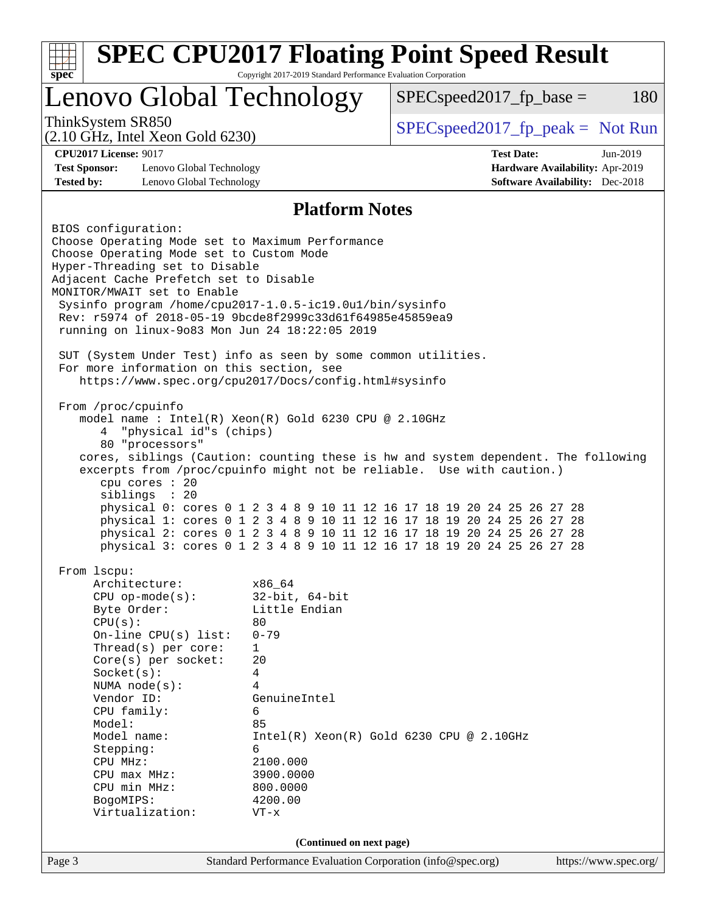# SPEC CPU2017 Floating Point Speed Result

Copyright 2017-2019 Standard Performance Evaluation Corporation

## Lenovo Global Technology

ThinkSystem SR850
(2.10 GHz, Intel Xeon Gold 6230)

SPECspeed2017_fp_base = 180

SPECspeed2017_fp_peak = Not Run

**CPU2017 License:** 9017
**Test Sponsor:** Lenovo Global Technology
**Tested by:** Lenovo Global Technology

**Test Date:** Jun-2019
**Hardware Availability:** Apr-2019
**Software Availability:** Dec-2018

## Platform Notes

```
BIOS configuration:
Choose Operating Mode set to Maximum Performance
Choose Operating Mode set to Custom Mode
Hyper-Threading set to Disable
Adjacent Cache Prefetch set to Disable
MONITOR/MWAIT set to Enable
 Sysinfo program /home/cpu2017-1.0.5-ic19.0u1/bin/sysinfo
 Rev: r5974 of 2018-05-19 9bcde8f2999c33d61f64985e45859ea9
 running on linux-9o83 Mon Jun 24 18:22:05 2019

 SUT (System Under Test) info as seen by some common utilities.
 For more information on this section, see
    https://www.spec.org/cpu2017/Docs/config.html#sysinfo

 From /proc/cpuinfo
    model name : Intel(R) Xeon(R) Gold 6230 CPU @ 2.10GHz
       4  "physical id"s (chips)
       80 "processors"
    cores, siblings (Caution: counting these is hw and system dependent. The following
    excerpts from /proc/cpuinfo might not be reliable.  Use with caution.)
       cpu cores : 20
       siblings  : 20
       physical 0: cores 0 1 2 3 4 8 9 10 11 12 16 17 18 19 20 24 25 26 27 28
       physical 1: cores 0 1 2 3 4 8 9 10 11 12 16 17 18 19 20 24 25 26 27 28
       physical 2: cores 0 1 2 3 4 8 9 10 11 12 16 17 18 19 20 24 25 26 27 28
       physical 3: cores 0 1 2 3 4 8 9 10 11 12 16 17 18 19 20 24 25 26 27 28

 From lscpu:
      Architecture:          x86_64
      CPU op-mode(s):        32-bit, 64-bit
      Byte Order:            Little Endian
      CPU(s):                80
      On-line CPU(s) list:   0-79
      Thread(s) per core:    1
      Core(s) per socket:    20
      Socket(s):             4
      NUMA node(s):          4
      Vendor ID:             GenuineIntel
      CPU family:            6
      Model:                 85
      Model name:            Intel(R) Xeon(R) Gold 6230 CPU @ 2.10GHz
      Stepping:              6
      CPU MHz:               2100.000
      CPU max MHz:           3900.0000
      CPU min MHz:           800.0000
      BogoMIPS:              4200.00
      Virtualization:        VT-x
```

(Continued on next page)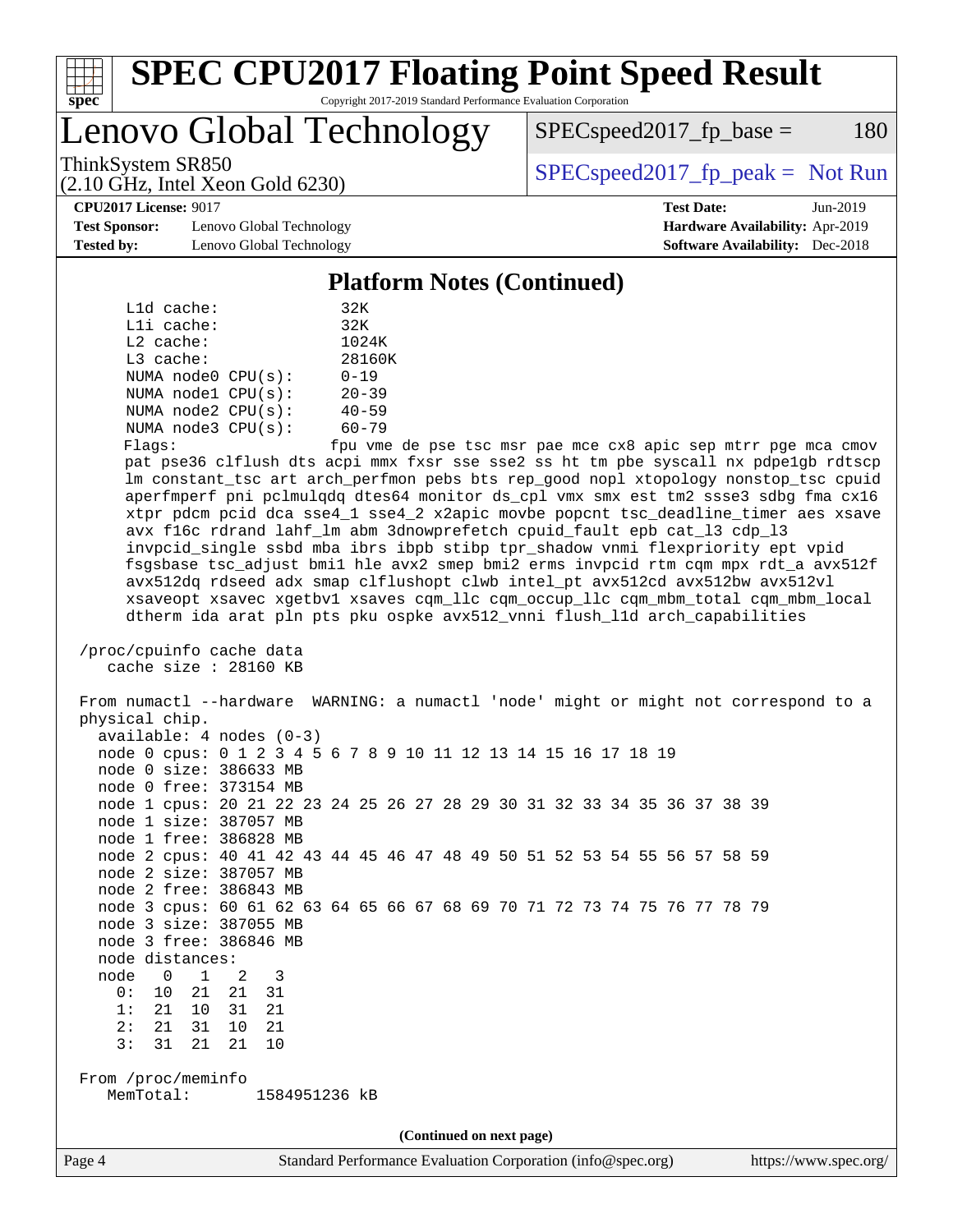## Platform Notes (Continued)

```
     L1d cache:              32K
     L1i cache:              32K
     L2 cache:               1024K
     L3 cache:               28160K
     NUMA node0 CPU(s):      0-19
     NUMA node1 CPU(s):      20-39
     NUMA node2 CPU(s):      40-59
     NUMA node3 CPU(s):      60-79
     Flags:                  fpu vme de pse tsc msr pae mce cx8 apic sep mtrr pge mca cmov
     pat pse36 clflush dts acpi mmx fxsr sse sse2 ss ht tm pbe syscall nx pdpe1gb rdtscp
     lm constant_tsc art arch_perfmon pebs bts rep_good nopl xtopology nonstop_tsc cpuid
     aperfmperf pni pclmulqdq dtes64 monitor ds_cpl vmx smx est tm2 ssse3 sdbg fma cx16
     xtpr pdcm pcid dca sse4_1 sse4_2 x2apic movbe popcnt tsc_deadline_timer aes xsave
     avx f16c rdrand lahf_lm abm 3dnowprefetch cpuid_fault epb cat_l3 cdp_l3
     invpcid_single ssbd mba ibrs ibpb stibp tpr_shadow vnmi flexpriority ept vpid
     fsgsbase tsc_adjust bmi1 hle avx2 smep bmi2 erms invpcid rtm cqm mpx rdt_a avx512f
     avx512dq rdseed adx smap clflushopt clwb intel_pt avx512cd avx512bw avx512vl
     xsaveopt xsavec xgetbv1 xsaves cqm_llc cqm_occup_llc cqm_mbm_total cqm_mbm_local
     dtherm ida arat pln pts pku ospke avx512_vnni flush_l1d arch_capabilities

 /proc/cpuinfo cache data
    cache size : 28160 KB

 From numactl --hardware  WARNING: a numactl 'node' might or might not correspond to a
 physical chip.
   available: 4 nodes (0-3)
   node 0 cpus: 0 1 2 3 4 5 6 7 8 9 10 11 12 13 14 15 16 17 18 19
   node 0 size: 386633 MB
   node 0 free: 373154 MB
   node 1 cpus: 20 21 22 23 24 25 26 27 28 29 30 31 32 33 34 35 36 37 38 39
   node 1 size: 387057 MB
   node 1 free: 386828 MB
   node 2 cpus: 40 41 42 43 44 45 46 47 48 49 50 51 52 53 54 55 56 57 58 59
   node 2 size: 387057 MB
   node 2 free: 386843 MB
   node 3 cpus: 60 61 62 63 64 65 66 67 68 69 70 71 72 73 74 75 76 77 78 79
   node 3 size: 387055 MB
   node 3 free: 386846 MB
   node distances:
   node   0   1   2   3
     0:  10  21  21  31
     1:  21  10  31  21
     2:  21  31  10  21
     3:  31  21  21  10

 From /proc/meminfo
    MemTotal:       1584951236 kB
```

(Continued on next page)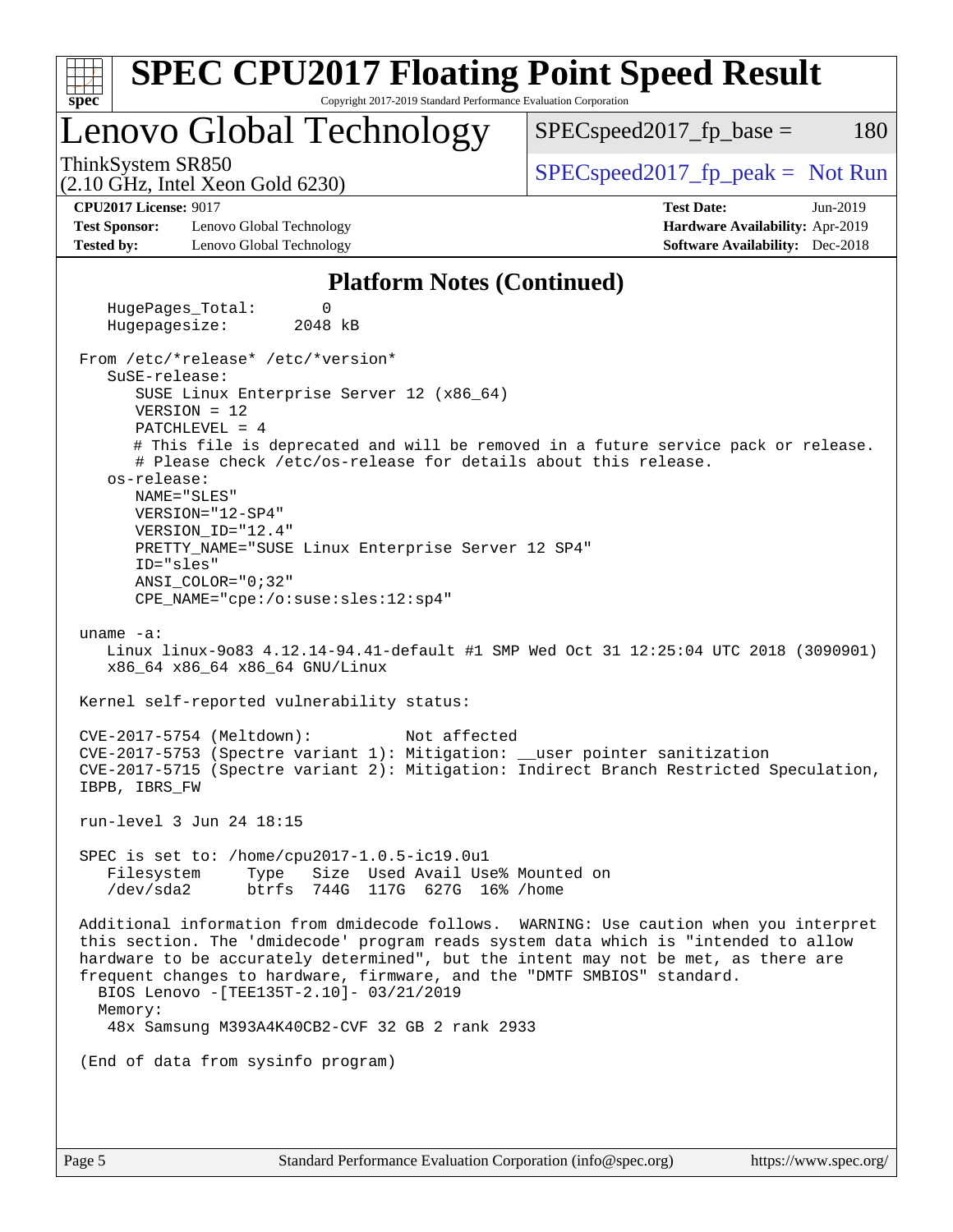# SPEC CPU2017 Floating Point Speed Result

Copyright 2017-2019 Standard Performance Evaluation Corporation

## Lenovo Global Technology

ThinkSystem SR850
(2.10 GHz, Intel Xeon Gold 6230)

SPECspeed2017_fp_base = 180

SPECspeed2017_fp_peak = Not Run

**CPU2017 License:** 9017
**Test Sponsor:** Lenovo Global Technology
**Tested by:** Lenovo Global Technology

**Test Date:** Jun-2019
**Hardware Availability:** Apr-2019
**Software Availability:** Dec-2018

### Platform Notes (Continued)

```
    HugePages_Total:       0
    Hugepagesize:       2048 kB

 From /etc/*release* /etc/*version*
    SuSE-release:
       SUSE Linux Enterprise Server 12 (x86_64)
       VERSION = 12
       PATCHLEVEL = 4
       # This file is deprecated and will be removed in a future service pack or release.
       # Please check /etc/os-release for details about this release.
    os-release:
       NAME="SLES"
       VERSION="12-SP4"
       VERSION_ID="12.4"
       PRETTY_NAME="SUSE Linux Enterprise Server 12 SP4"
       ID="sles"
       ANSI_COLOR="0;32"
       CPE_NAME="cpe:/o:suse:sles:12:sp4"

 uname -a:
    Linux linux-9o83 4.12.14-94.41-default #1 SMP Wed Oct 31 12:25:04 UTC 2018 (3090901)
    x86_64 x86_64 x86_64 GNU/Linux

 Kernel self-reported vulnerability status:

 CVE-2017-5754 (Meltdown):          Not affected
 CVE-2017-5753 (Spectre variant 1): Mitigation: __user pointer sanitization
 CVE-2017-5715 (Spectre variant 2): Mitigation: Indirect Branch Restricted Speculation,
 IBPB, IBRS_FW

 run-level 3 Jun 24 18:15

 SPEC is set to: /home/cpu2017-1.0.5-ic19.0u1
    Filesystem     Type   Size  Used Avail Use% Mounted on
    /dev/sda2      btrfs  744G  117G  627G  16% /home

 Additional information from dmidecode follows.  WARNING: Use caution when you interpret
 this section. The 'dmidecode' program reads system data which is "intended to allow
 hardware to be accurately determined", but the intent may not be met, as there are
 frequent changes to hardware, firmware, and the "DMTF SMBIOS" standard.
   BIOS Lenovo -[TEE135T-2.10]- 03/21/2019
   Memory:
    48x Samsung M393A4K40CB2-CVF 32 GB 2 rank 2933

 (End of data from sysinfo program)
```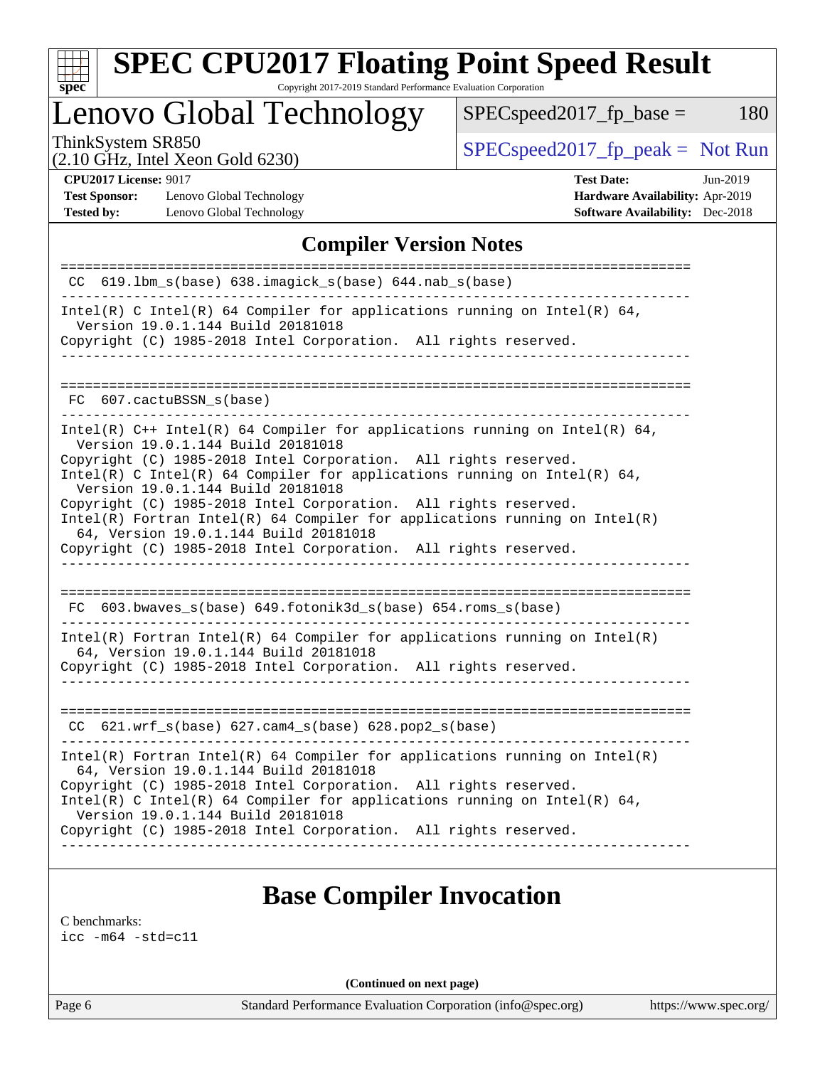# SPEC CPU2017 Floating Point Speed Result

Copyright 2017-2019 Standard Performance Evaluation Corporation

## Lenovo Global Technology

ThinkSystem SR850
(2.10 GHz, Intel Xeon Gold 6230)

SPECspeed2017_fp_base = 180

SPECspeed2017_fp_peak = Not Run

**CPU2017 License:** 9017
**Test Sponsor:** Lenovo Global Technology
**Tested by:** Lenovo Global Technology

**Test Date:** Jun-2019
**Hardware Availability:** Apr-2019
**Software Availability:** Dec-2018

## Compiler Version Notes

```
==============================================================================
 CC  619.lbm_s(base) 638.imagick_s(base) 644.nab_s(base)
------------------------------------------------------------------------------
Intel(R) C Intel(R) 64 Compiler for applications running on Intel(R) 64,
  Version 19.0.1.144 Build 20181018
Copyright (C) 1985-2018 Intel Corporation.  All rights reserved.
------------------------------------------------------------------------------

==============================================================================
 FC  607.cactuBSSN_s(base)
------------------------------------------------------------------------------
Intel(R) C++ Intel(R) 64 Compiler for applications running on Intel(R) 64,
  Version 19.0.1.144 Build 20181018
Copyright (C) 1985-2018 Intel Corporation.  All rights reserved.
Intel(R) C Intel(R) 64 Compiler for applications running on Intel(R) 64,
  Version 19.0.1.144 Build 20181018
Copyright (C) 1985-2018 Intel Corporation.  All rights reserved.
Intel(R) Fortran Intel(R) 64 Compiler for applications running on Intel(R)
  64, Version 19.0.1.144 Build 20181018
Copyright (C) 1985-2018 Intel Corporation.  All rights reserved.
------------------------------------------------------------------------------

==============================================================================
 FC  603.bwaves_s(base) 649.fotonik3d_s(base) 654.roms_s(base)
------------------------------------------------------------------------------
Intel(R) Fortran Intel(R) 64 Compiler for applications running on Intel(R)
  64, Version 19.0.1.144 Build 20181018
Copyright (C) 1985-2018 Intel Corporation.  All rights reserved.
------------------------------------------------------------------------------

==============================================================================
 CC  621.wrf_s(base) 627.cam4_s(base) 628.pop2_s(base)
------------------------------------------------------------------------------
Intel(R) Fortran Intel(R) 64 Compiler for applications running on Intel(R)
  64, Version 19.0.1.144 Build 20181018
Copyright (C) 1985-2018 Intel Corporation.  All rights reserved.
Intel(R) C Intel(R) 64 Compiler for applications running on Intel(R) 64,
  Version 19.0.1.144 Build 20181018
Copyright (C) 1985-2018 Intel Corporation.  All rights reserved.
------------------------------------------------------------------------------
```

## Base Compiler Invocation

C benchmarks:
icc -m64 -std=c11

**(Continued on next page)**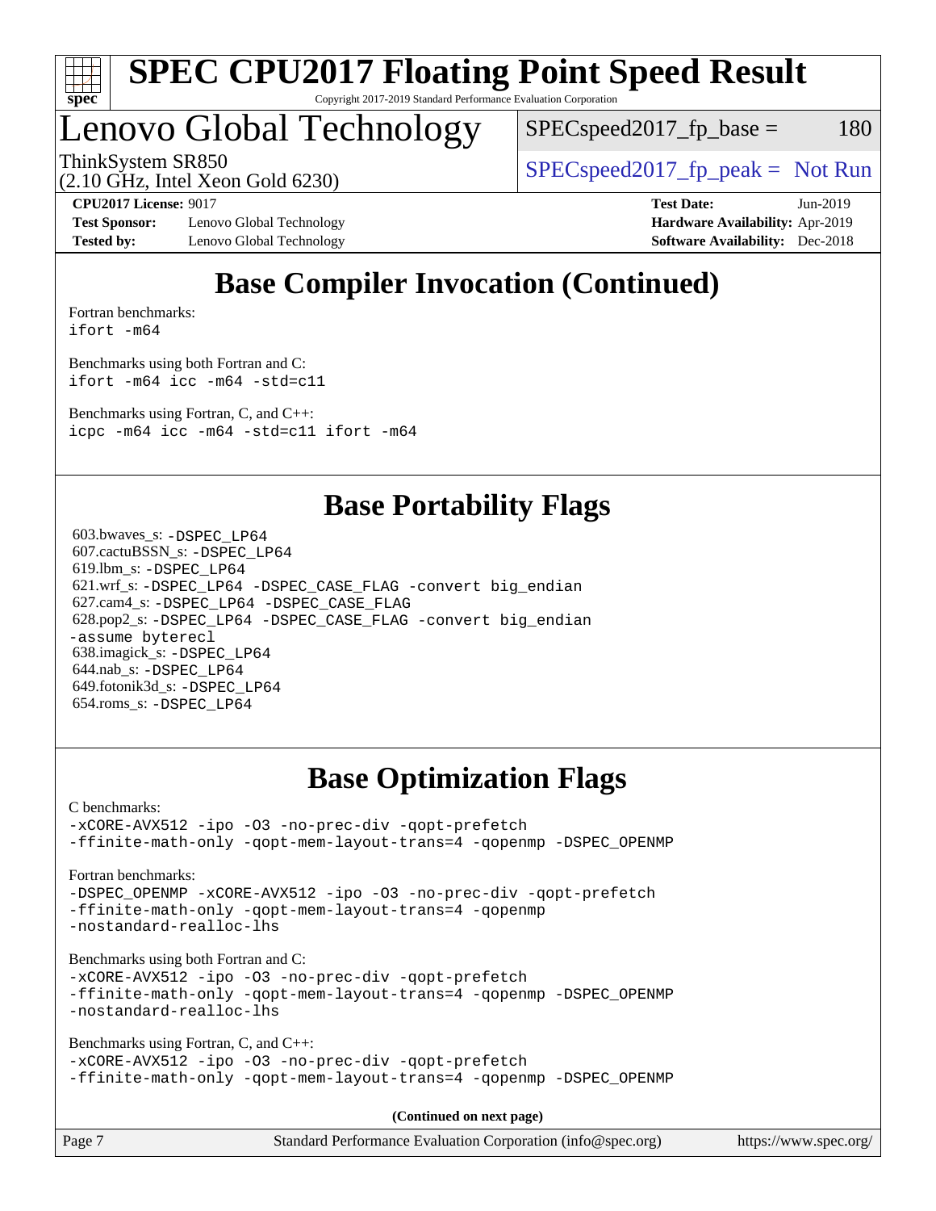## Base Compiler Invocation (Continued)

Fortran benchmarks:
```
ifort -m64
```

Benchmarks using both Fortran and C:
```
ifort -m64 icc -m64 -std=c11
```

Benchmarks using Fortran, C, and C++:
```
icpc -m64 icc -m64 -std=c11 ifort -m64
```

## Base Portability Flags

603.bwaves_s: -DSPEC_LP64
607.cactuBSSN_s: -DSPEC_LP64
619.lbm_s: -DSPEC_LP64
621.wrf_s: -DSPEC_LP64 -DSPEC_CASE_FLAG -convert big_endian
627.cam4_s: -DSPEC_LP64 -DSPEC_CASE_FLAG
628.pop2_s: -DSPEC_LP64 -DSPEC_CASE_FLAG -convert big_endian -assume byterecl
638.imagick_s: -DSPEC_LP64
644.nab_s: -DSPEC_LP64
649.fotonik3d_s: -DSPEC_LP64
654.roms_s: -DSPEC_LP64

## Base Optimization Flags

C benchmarks:
```
-xCORE-AVX512 -ipo -O3 -no-prec-div -qopt-prefetch
-ffinite-math-only -qopt-mem-layout-trans=4 -qopenmp -DSPEC_OPENMP
```

Fortran benchmarks:
```
-DSPEC_OPENMP -xCORE-AVX512 -ipo -O3 -no-prec-div -qopt-prefetch
-ffinite-math-only -qopt-mem-layout-trans=4 -qopenmp
-nostandard-realloc-lhs
```

Benchmarks using both Fortran and C:
```
-xCORE-AVX512 -ipo -O3 -no-prec-div -qopt-prefetch
-ffinite-math-only -qopt-mem-layout-trans=4 -qopenmp -DSPEC_OPENMP
-nostandard-realloc-lhs
```

Benchmarks using Fortran, C, and C++:
```
-xCORE-AVX512 -ipo -O3 -no-prec-div -qopt-prefetch
-ffinite-math-only -qopt-mem-layout-trans=4 -qopenmp -DSPEC_OPENMP
```

**(Continued on next page)**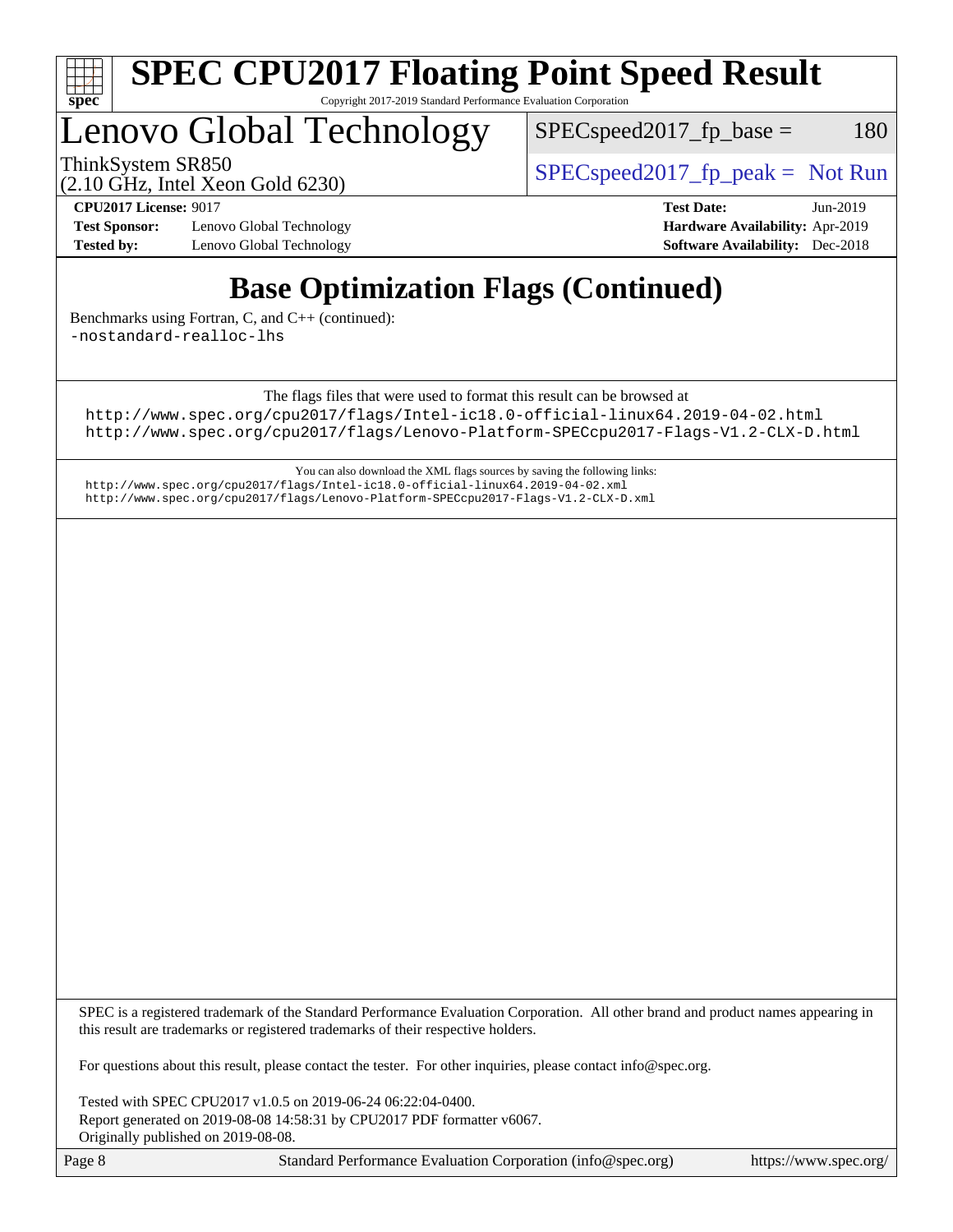# SPEC CPU2017 Floating Point Speed Result

Copyright 2017-2019 Standard Performance Evaluation Corporation

# Lenovo Global Technology

ThinkSystem SR850
(2.10 GHz, Intel Xeon Gold 6230)

SPECspeed2017_fp_base = 180

SPECspeed2017_fp_peak = Not Run

**CPU2017 License:** 9017
**Test Sponsor:** Lenovo Global Technology
**Tested by:** Lenovo Global Technology

**Test Date:** Jun-2019
**Hardware Availability:** Apr-2019
**Software Availability:** Dec-2018

## Base Optimization Flags (Continued)

Benchmarks using Fortran, C, and C++ (continued):
-nostandard-realloc-lhs

The flags files that were used to format this result can be browsed at
http://www.spec.org/cpu2017/flags/Intel-ic18.0-official-linux64.2019-04-02.html
http://www.spec.org/cpu2017/flags/Lenovo-Platform-SPECcpu2017-Flags-V1.2-CLX-D.html

You can also download the XML flags sources by saving the following links:
http://www.spec.org/cpu2017/flags/Intel-ic18.0-official-linux64.2019-04-02.xml
http://www.spec.org/cpu2017/flags/Lenovo-Platform-SPECcpu2017-Flags-V1.2-CLX-D.xml

SPEC is a registered trademark of the Standard Performance Evaluation Corporation. All other brand and product names appearing in this result are trademarks or registered trademarks of their respective holders.

For questions about this result, please contact the tester. For other inquiries, please contact info@spec.org.

Tested with SPEC CPU2017 v1.0.5 on 2019-06-24 06:22:04-0400.
Report generated on 2019-08-08 14:58:31 by CPU2017 PDF formatter v6067.
Originally published on 2019-08-08.